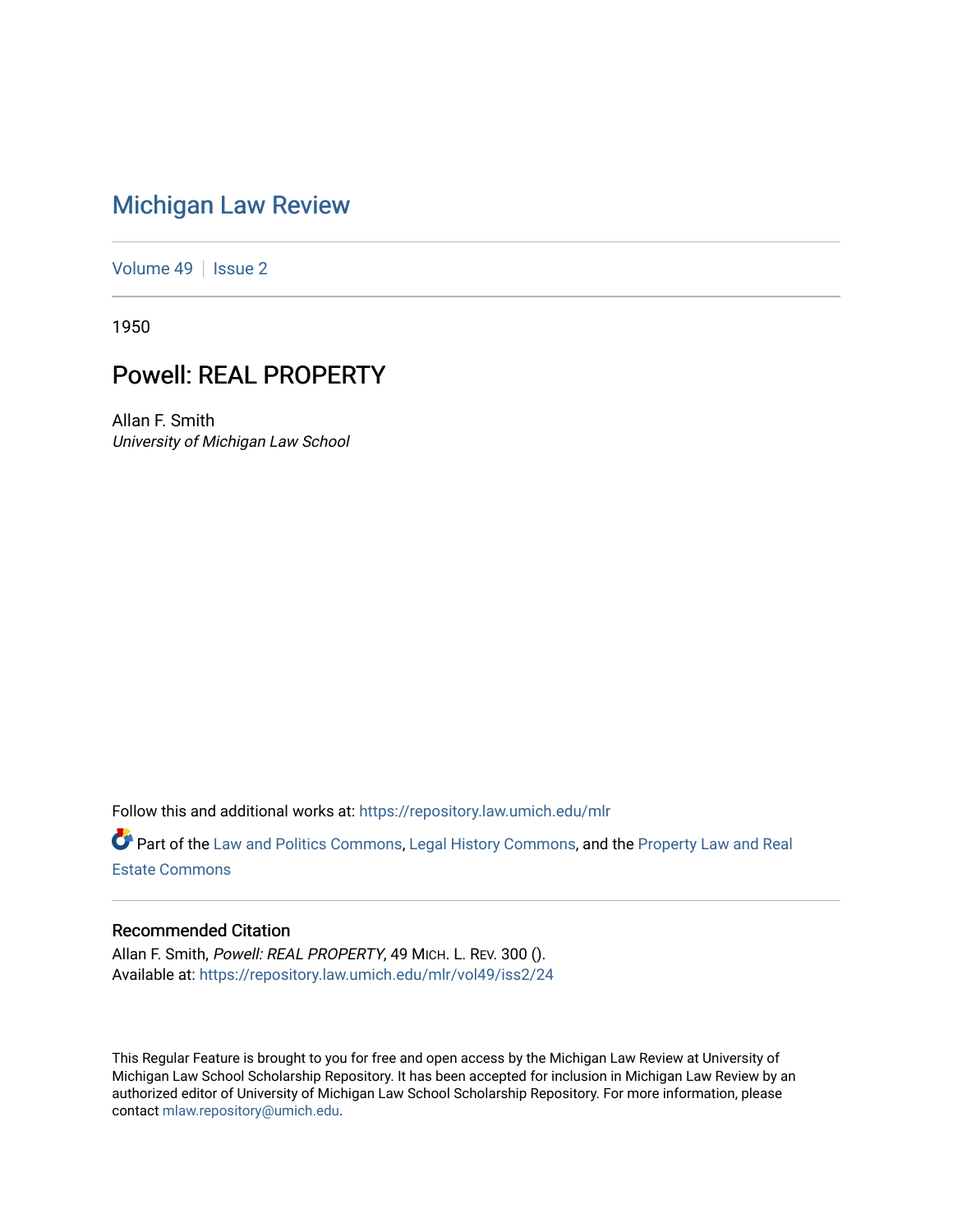# Michigan Law Review

Volume 49 | Issue 2

1950

## Powell: REAL PROPERTY

Allan F. Smith
*University of Michigan Law School*

Follow this and additional works at: https://repository.law.umich.edu/mlr

Part of the Law and Politics Commons, Legal History Commons, and the Property Law and Real Estate Commons

### Recommended Citation

Allan F. Smith, *Powell: REAL PROPERTY*, 49 MICH. L. REV. 300 ().
Available at: https://repository.law.umich.edu/mlr/vol49/iss2/24

This Regular Feature is brought to you for free and open access by the Michigan Law Review at University of Michigan Law School Scholarship Repository. It has been accepted for inclusion in Michigan Law Review by an authorized editor of University of Michigan Law School Scholarship Repository. For more information, please contact mlaw.repository@umich.edu.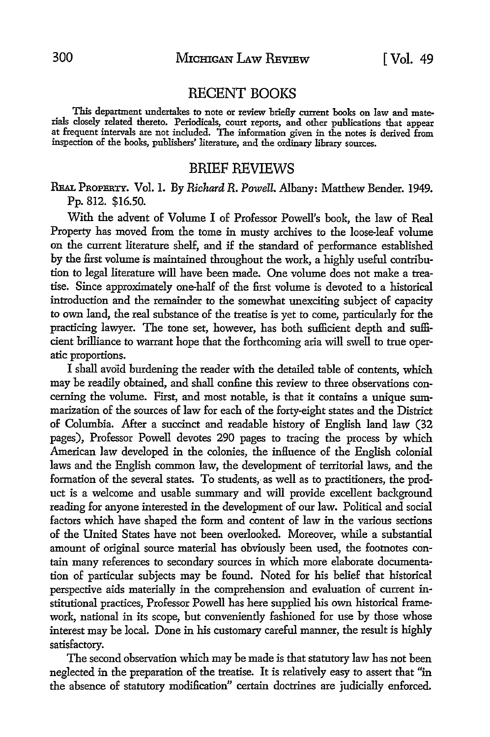# RECENT BOOKS

This department undertakes to note or review briefly current books on law and materials closely related thereto. Periodicals, court reports, and other publications that appear at frequent intervals are not included. The information given in the notes is derived from inspection of the books, publishers' literature, and the ordinary library sources.

## BRIEF REVIEWS

REAL PROPERTY. Vol. 1. By *Richard R. Powell.* Albany: Matthew Bender. 1949. Pp. 812. $16.50.

With the advent of Volume I of Professor Powell's book, the law of Real Property has moved from the tome in musty archives to the loose-leaf volume on the current literature shelf, and if the standard of performance established by the first volume is maintained throughout the work, a highly useful contribution to legal literature will have been made. One volume does not make a treatise. Since approximately one-half of the first volume is devoted to a historical introduction and the remainder to the somewhat unexciting subject of capacity to own land, the real substance of the treatise is yet to come, particularly for the practicing lawyer. The tone set, however, has both sufficient depth and sufficient brilliance to warrant hope that the forthcoming aria will swell to true operatic proportions.

I shall avoid burdening the reader with the detailed table of contents, which may be readily obtained, and shall confine this review to three observations concerning the volume. First, and most notable, is that it contains a unique summarization of the sources of law for each of the forty-eight states and the District of Columbia. After a succinct and readable history of English land law (32 pages), Professor Powell devotes 290 pages to tracing the process by which American law developed in the colonies, the influence of the English colonial laws and the English common law, the development of territorial laws, and the formation of the several states. To students, as well as to practitioners, the product is a welcome and usable summary and will provide excellent background reading for anyone interested in the development of our law. Political and social factors which have shaped the form and content of law in the various sections of the United States have not been overlooked. Moreover, while a substantial amount of original source material has obviously been used, the footnotes contain many references to secondary sources in which more elaborate documentation of particular subjects may be found. Noted for his belief that historical perspective aids materially in the comprehension and evaluation of current institutional practices, Professor Powell has here supplied his own historical framework, national in its scope, but conveniently fashioned for use by those whose interest may be local. Done in his customary careful manner, the result is highly satisfactory.

The second observation which may be made is that statutory law has not been neglected in the preparation of the treatise. It is relatively easy to assert that "in the absence of statutory modification" certain doctrines are judicially enforced.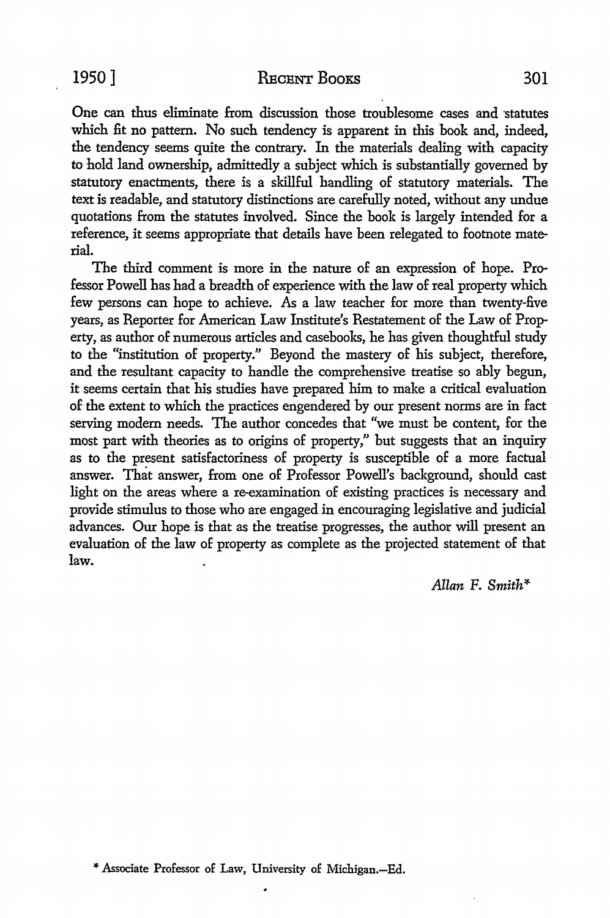One can thus eliminate from discussion those troublesome cases and statutes which fit no pattern. No such tendency is apparent in this book and, indeed, the tendency seems quite the contrary. In the materials dealing with capacity to hold land ownership, admittedly a subject which is substantially governed by statutory enactments, there is a skillful handling of statutory materials. The text is readable, and statutory distinctions are carefully noted, without any undue quotations from the statutes involved. Since the book is largely intended for a reference, it seems appropriate that details have been relegated to footnote material.

The third comment is more in the nature of an expression of hope. Professor Powell has had a breadth of experience with the law of real property which few persons can hope to achieve. As a law teacher for more than twenty-five years, as Reporter for American Law Institute's Restatement of the Law of Property, as author of numerous articles and casebooks, he has given thoughtful study to the "institution of property." Beyond the mastery of his subject, therefore, and the resultant capacity to handle the comprehensive treatise so ably begun, it seems certain that his studies have prepared him to make a critical evaluation of the extent to which the practices engendered by our present norms are in fact serving modern needs. The author concedes that "we must be content, for the most part with theories as to origins of property," but suggests that an inquiry as to the present satisfactoriness of property is susceptible of a more factual answer. That answer, from one of Professor Powell's background, should cast light on the areas where a re-examination of existing practices is necessary and provide stimulus to those who are engaged in encouraging legislative and judicial advances. Our hope is that as the treatise progresses, the author will present an evaluation of the law of property as complete as the projected statement of that law.

*Allan F. Smith**

* Associate Professor of Law, University of Michigan.—Ed.